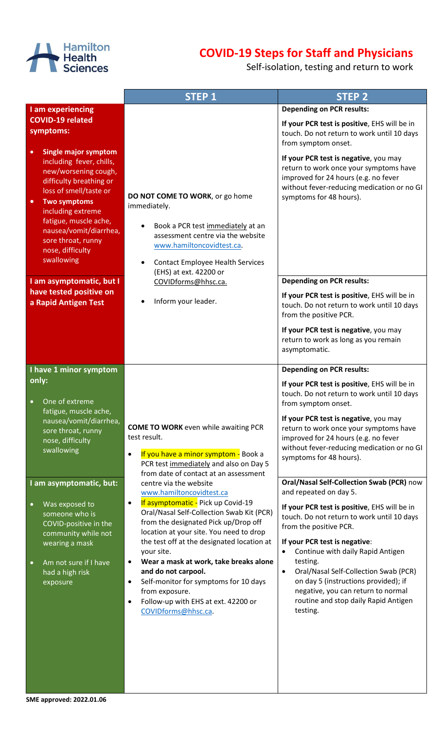# COVID-19 Steps for Staff and Physicians

Self-isolation, testing and return to work

| | STEP 1 | STEP 2 |
|---|---|---|
| **I am experiencing COVID-19 related symptoms:**<br>• **Single major symptom** including fever, chills, new/worsening cough, difficulty breathing or loss of smell/taste or<br>• **Two symptoms** including extreme fatigue, muscle ache, nausea/vomit/diarrhea, sore throat, runny nose, difficulty swallowing | **DO NOT COME TO WORK**, or go home immediately.<br>• Book a PCR test immediately at an assessment centre via the website www.hamiltoncovidtest.ca.<br>• Contact Employee Health Services (EHS) at ext. 42200 or COVIDforms@hhsc.ca.<br>• Inform your leader. | **Depending on PCR results:**<br>**If your PCR test is positive**, EHS will be in touch. Do not return to work until 10 days from symptom onset.<br>**If your PCR test is negative**, you may return to work once your symptoms have improved for 24 hours (e.g. no fever without fever-reducing medication or no GI symptoms for 48 hours). |
| **I am asymptomatic, but I have tested positive on a Rapid Antigen Test** | | **Depending on PCR results:**<br>**If your PCR test is positive**, EHS will be in touch. Do not return to work until 10 days from the positive PCR.<br>**If your PCR test is negative**, you may return to work as long as you remain asymptomatic. |
| **I have 1 minor symptom only:**<br>• One of extreme fatigue, muscle ache, nausea/vomit/diarrhea, sore throat, runny nose, difficulty swallowing | **COME TO WORK** even while awaiting PCR test result.<br>• If you have a minor symptom - Book a PCR test immediately and also on Day 5 from date of contact at an assessment centre via the website www.hamiltoncovidtest.ca<br>• If asymptomatic - Pick up Covid-19 Oral/Nasal Self-Collection Swab Kit (PCR) from the designated Pick up/Drop off location at your site. You need to drop the test off at the designated location at your site.<br>• **Wear a mask at work, take breaks alone and do not carpool.**<br>• Self-monitor for symptoms for 10 days from exposure.<br>• Follow-up with EHS at ext. 42200 or COVIDforms@hhsc.ca. | **Depending on PCR results:**<br>**If your PCR test is positive**, EHS will be in touch. Do not return to work until 10 days from symptom onset.<br>**If your PCR test is negative**, you may return to work once your symptoms have improved for 24 hours (e.g. no fever without fever-reducing medication or no GI symptoms for 48 hours). |
| **I am asymptomatic, but:**<br>• Was exposed to someone who is COVID-positive in the community while not wearing a mask<br>• Am not sure if I have had a high risk exposure | | **Oral/Nasal Self-Collection Swab (PCR)** now and repeated on day 5.<br>**If your PCR test is positive**, EHS will be in touch. Do not return to work until 10 days from the positive PCR.<br>**If your PCR test is negative**:<br>• Continue with daily Rapid Antigen testing.<br>• Oral/Nasal Self-Collection Swab (PCR) on day 5 (instructions provided); if negative, you can return to normal routine and stop daily Rapid Antigen testing. |

**SME approved: 2022.01.06**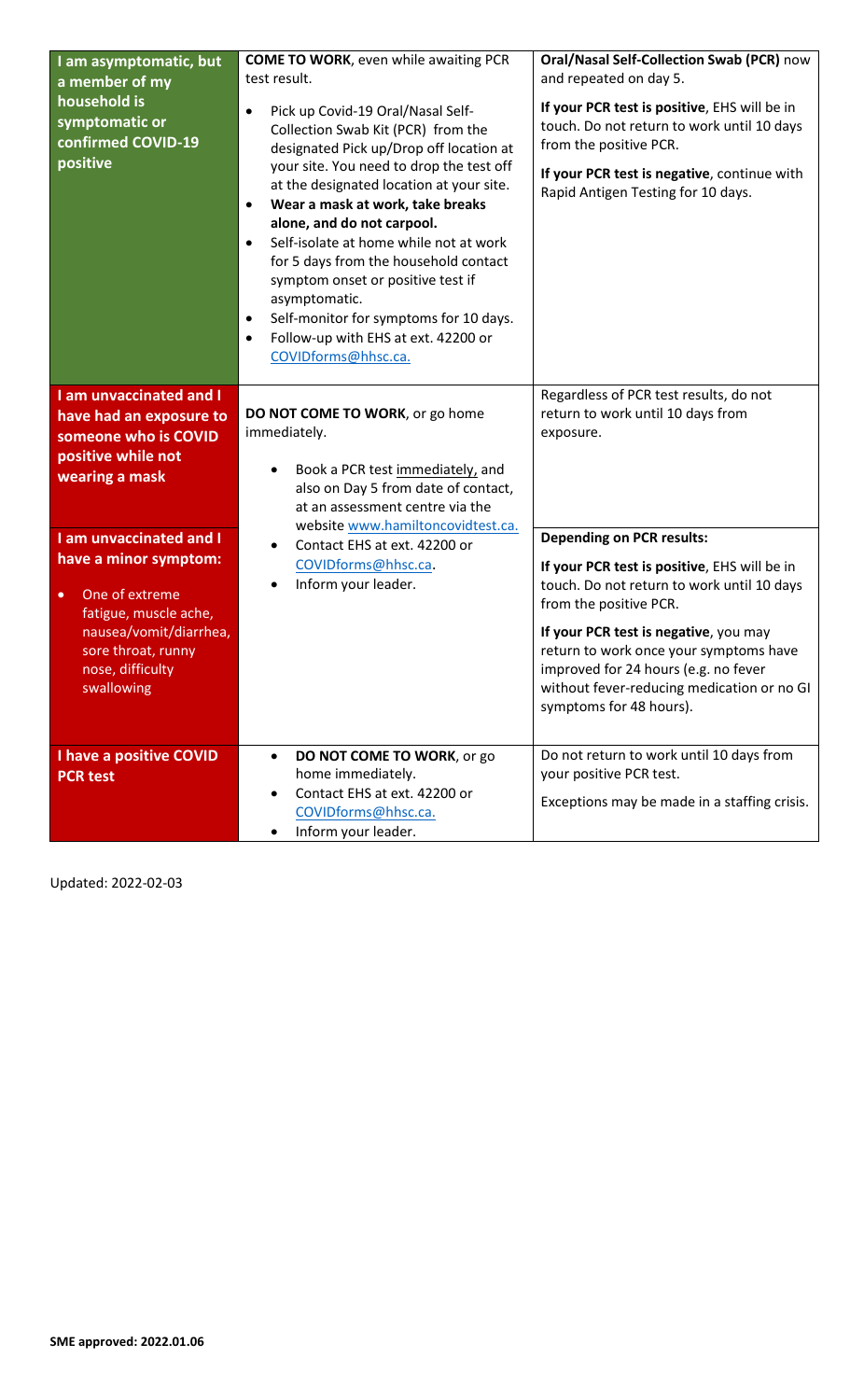| | | |
|---|---|---|
| **I am asymptomatic, but a member of my household is symptomatic or confirmed COVID-19 positive** | **COME TO WORK**, even while awaiting PCR test result.<br>• Pick up Covid-19 Oral/Nasal Self-Collection Swab Kit (PCR) from the designated Pick up/Drop off location at your site. You need to drop the test off at the designated location at your site.<br>• **Wear a mask at work, take breaks alone, and do not carpool.**<br>• Self-isolate at home while not at work for 5 days from the household contact symptom onset or positive test if asymptomatic.<br>• Self-monitor for symptoms for 10 days.<br>• Follow-up with EHS at ext. 42200 or COVIDforms@hhsc.ca. | **Oral/Nasal Self-Collection Swab (PCR)** now and repeated on day 5.<br>**If your PCR test is positive**, EHS will be in touch. Do not return to work until 10 days from the positive PCR.<br>**If your PCR test is negative**, continue with Rapid Antigen Testing for 10 days. |
| **I am unvaccinated and I have had an exposure to someone who is COVID positive while not wearing a mask** | **DO NOT COME TO WORK**, or go home immediately.<br>• Book a PCR test immediately, and also on Day 5 from date of contact, at an assessment centre via the website www.hamiltoncovidtest.ca.<br>• Contact EHS at ext. 42200 or COVIDforms@hhsc.ca.<br>• Inform your leader. | Regardless of PCR test results, do not return to work until 10 days from exposure. |
| **I am unvaccinated and I have a minor symptom:**<br>• One of extreme fatigue, muscle ache, nausea/vomit/diarrhea, sore throat, runny nose, difficulty swallowing | | **Depending on PCR results:**<br>**If your PCR test is positive**, EHS will be in touch. Do not return to work until 10 days from the positive PCR.<br>**If your PCR test is negative**, you may return to work once your symptoms have improved for 24 hours (e.g. no fever without fever-reducing medication or no GI symptoms for 48 hours). |
| **I have a positive COVID PCR test** | • **DO NOT COME TO WORK**, or go home immediately.<br>• Contact EHS at ext. 42200 or COVIDforms@hhsc.ca.<br>• Inform your leader. | Do not return to work until 10 days from your positive PCR test.<br>Exceptions may be made in a staffing crisis. |

Updated: 2022-02-03

**SME approved: 2022.01.06**